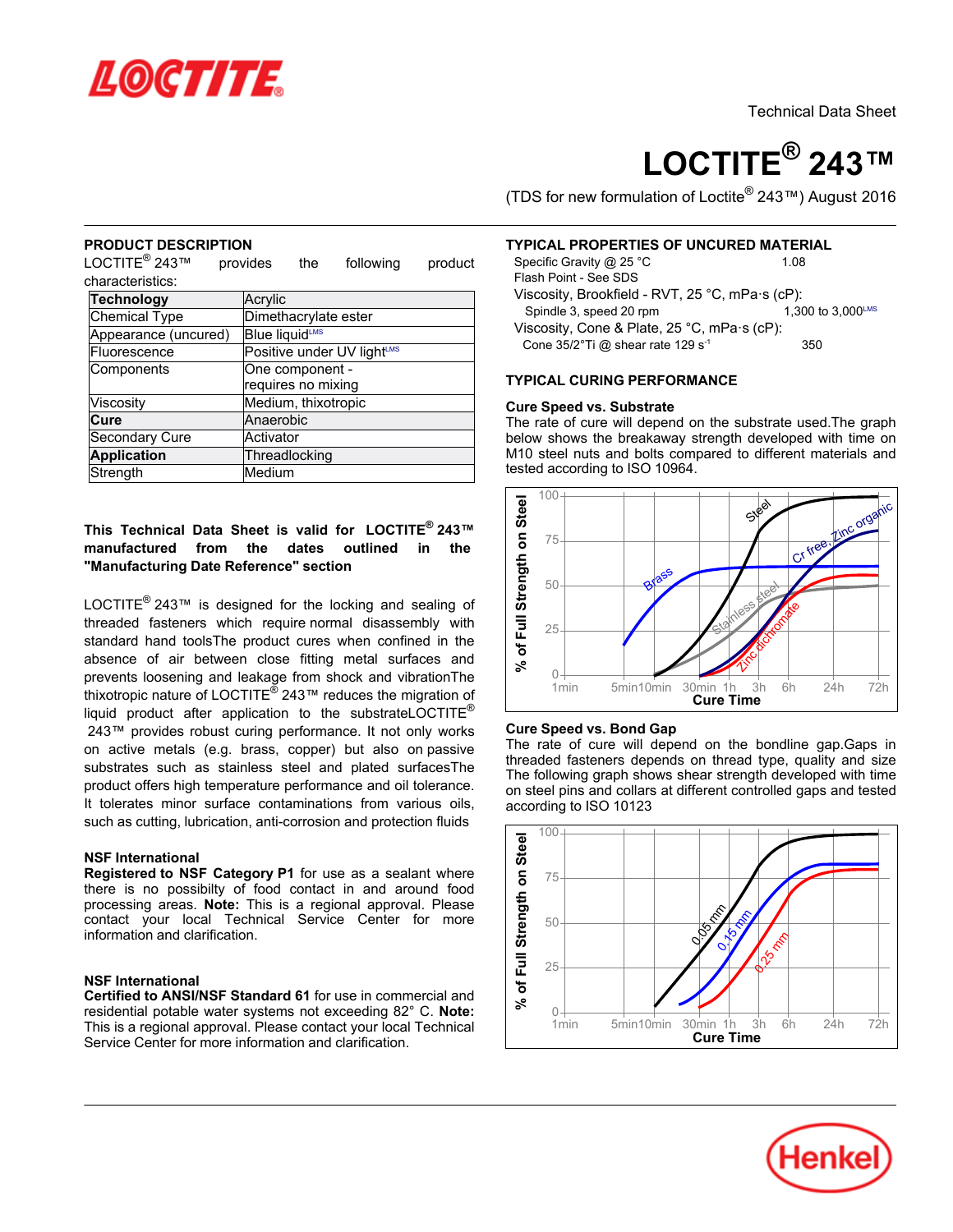Technical Data Sheet

# LOCTITE® 243™

(TDS for new formulation of Loctite® 243™) August 2016

## PRODUCT DESCRIPTION

LOCTITE® 243™ provides the following product characteristics:

| Technology | Acrylic |
|---|---|
| Chemical Type | Dimethacrylate ester |
| Appearance (uncured) | Blue liquid[LMS] |
| Fluorescence | Positive under UV light[LMS] |
| Components | One component - requires no mixing |
| Viscosity | Medium, thixotropic |
| Cure | Anaerobic |
| Secondary Cure | Activator |
| Application | Threadlocking |
| Strength | Medium |

**This Technical Data Sheet is valid for LOCTITE® 243™ manufactured from the dates outlined in the "Manufacturing Date Reference" section**

LOCTITE® 243™ is designed for the locking and sealing of threaded fasteners which require normal disassembly with standard hand toolsThe product cures when confined in the absence of air between close fitting metal surfaces and prevents loosening and leakage from shock and vibrationThe thixotropic nature of LOCTITE® 243™ reduces the migration of liquid product after application to the substrateLOCTITE® 243™ provides robust curing performance. It not only works on active metals (e.g. brass, copper) but also on passive substrates such as stainless steel and plated surfacesThe product offers high temperature performance and oil tolerance. It tolerates minor surface contaminations from various oils, such as cutting, lubrication, anti-corrosion and protection fluids

### NSF International

**Registered to NSF Category P1** for use as a sealant where there is no possibilty of food contact in and around food processing areas. **Note:** This is a regional approval. Please contact your local Technical Service Center for more information and clarification.

### NSF International

**Certified to ANSI/NSF Standard 61** for use in commercial and residential potable water systems not exceeding 82° C. **Note:** This is a regional approval. Please contact your local Technical Service Center for more information and clarification.

## TYPICAL PROPERTIES OF UNCURED MATERIAL

Specific Gravity @ 25 °C 1.08

Flash Point - See SDS

Viscosity, Brookfield - RVT, 25 °C, mPa·s (cP):

Spindle 3, speed 20 rpm 1,300 to 3,000[LMS]

Viscosity, Cone & Plate, 25 °C, mPa·s (cP):

Cone 35/2°Ti @ shear rate 129 $s^{-1}$ 350

## TYPICAL CURING PERFORMANCE

### Cure Speed vs. Substrate

The rate of cure will depend on the substrate used.The graph below shows the breakaway strength developed with time on M10 steel nuts and bolts compared to different materials and tested according to ISO 10964.

### Cure Speed vs. Bond Gap

The rate of cure will depend on the bondline gap.Gaps in threaded fasteners depends on thread type, quality and size The following graph shows shear strength developed with time on steel pins and collars at different controlled gaps and tested according to ISO 10123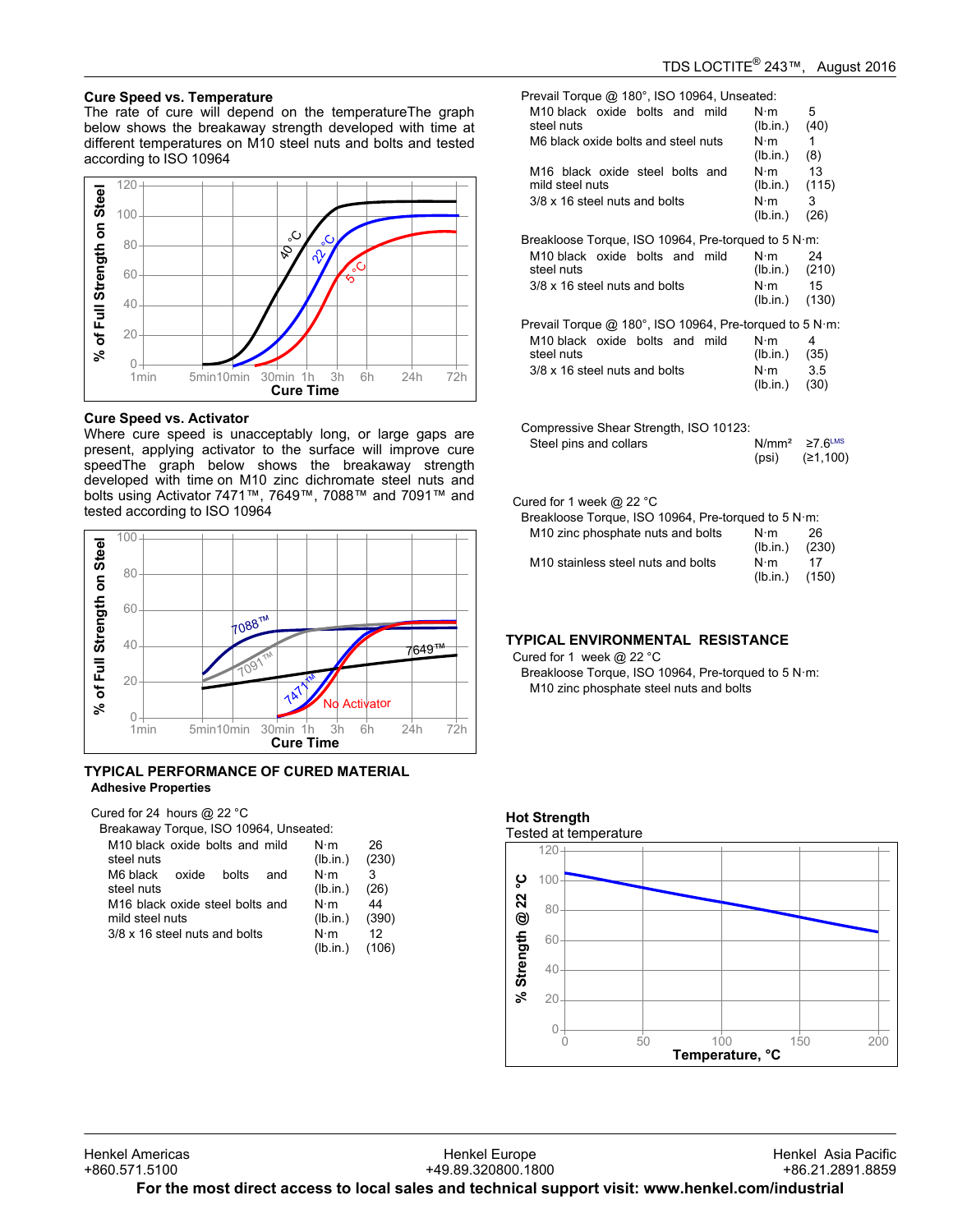### Cure Speed vs. Temperature

The rate of cure will depend on the temperatureThe graph below shows the breakaway strength developed with time at different temperatures on M10 steel nuts and bolts and tested according to ISO 10964

### Cure Speed vs. Activator

Where cure speed is unacceptably long, or large gaps are present, applying activator to the surface will improve cure speedThe graph below shows the breakaway strength developed with time on M10 zinc dichromate steel nuts and bolts using Activator 7471™, 7649™, 7088™ and 7091™ and tested according to ISO 10964

## TYPICAL PERFORMANCE OF CURED MATERIAL

### Adhesive Properties

Cured for 24 hours @ 22 °C

Breakaway Torque, ISO 10964, Unseated:

| | | |
|---|---|---|
| M10 black oxide bolts and mild steel nuts | N·m (lb.in.) | 26 (230) |
| M6 black oxide bolts and steel nuts | N·m (lb.in.) | 3 (26) |
| M16 black oxide steel bolts and mild steel nuts | N·m (lb.in.) | 44 (390) |
| 3/8 x 16 steel nuts and bolts | N·m (lb.in.) | 12 (106) |

Prevail Torque @ 180°, ISO 10964, Unseated:

| | | |
|---|---|---|
| M10 black oxide bolts and mild steel nuts | N·m (lb.in.) | 5 (40) |
| M6 black oxide bolts and steel nuts | N·m (lb.in.) | 1 (8) |
| M16 black oxide steel bolts and mild steel nuts | N·m (lb.in.) | 13 (115) |
| 3/8 x 16 steel nuts and bolts | N·m (lb.in.) | 3 (26) |

Breakloose Torque, ISO 10964, Pre-torqued to 5 N·m:

| | | |
|---|---|---|
| M10 black oxide bolts and mild steel nuts | N·m (lb.in.) | 24 (210) |
| 3/8 x 16 steel nuts and bolts | N·m (lb.in.) | 15 (130) |

Prevail Torque @ 180°, ISO 10964, Pre-torqued to 5 N·m:

| | | |
|---|---|---|
| M10 black oxide bolts and mild steel nuts | N·m (lb.in.) | 4 (35) |
| 3/8 x 16 steel nuts and bolts | N·m (lb.in.) | 3.5 (30) |

Compressive Shear Strength, ISO 10123:

| | | |
|---|---|---|
| Steel pins and collars | N/mm² (psi) | ≥7.6[LMS] (≥1,100) |

Cured for 1 week @ 22 °C

Breakloose Torque, ISO 10964, Pre-torqued to 5 N·m:

| | | |
|---|---|---|
| M10 zinc phosphate nuts and bolts | N·m (lb.in.) | 26 (230) |
| M10 stainless steel nuts and bolts | N·m (lb.in.) | 17 (150) |

## TYPICAL ENVIRONMENTAL RESISTANCE

Cured for 1 week @ 22 °C

Breakloose Torque, ISO 10964, Pre-torqued to 5 N·m:

M10 zinc phosphate nuts and bolts

### Hot Strength

Tested at temperature

Henkel Americas
+860.571.5100

Henkel Europe
+49.89.320800.1800

Henkel Asia Pacific
+86.21.2891.8859

**For the most direct access to local sales and technical support visit: www.henkel.com/industrial**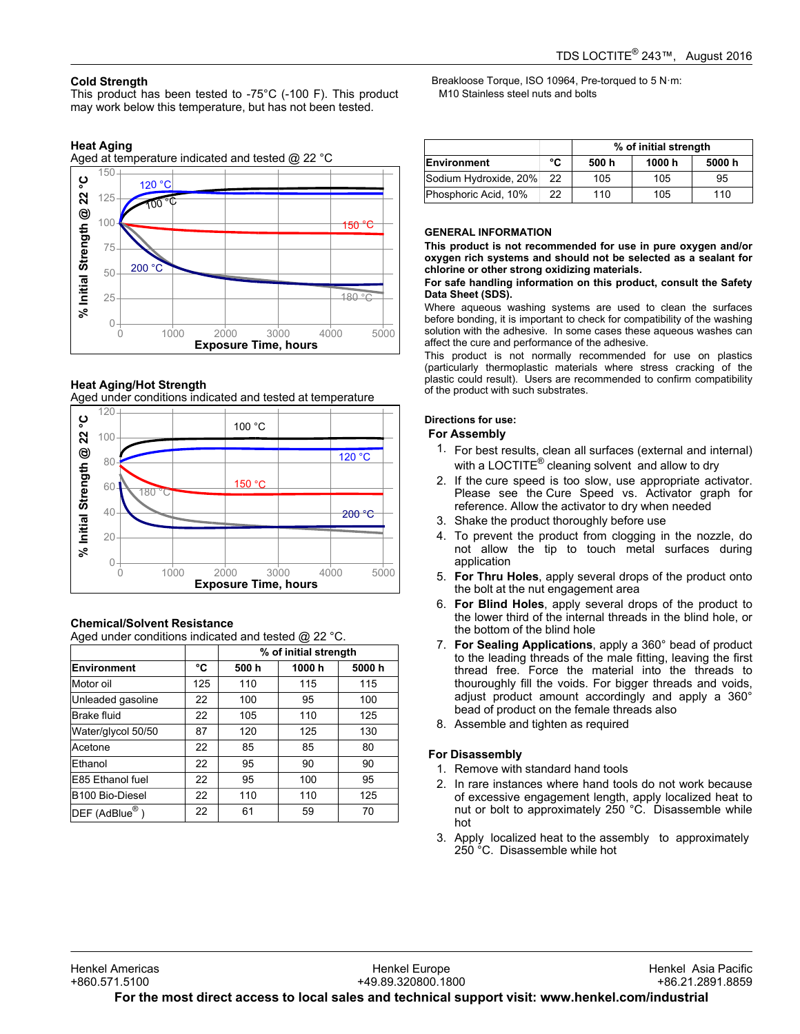### Cold Strength

This product has been tested to -75°C (-100 F). This product may work below this temperature, but has not been tested.

### Heat Aging

Aged at temperature indicated and tested @ 22 °C

### Heat Aging/Hot Strength

Aged under conditions indicated and tested at temperature

### Chemical/Solvent Resistance

Aged under conditions indicated and tested @ 22 °C.

| Environment | °C | % of initial strength 500 h | 1000 h | 5000 h |
|---|---|---|---|---|
| Motor oil | 125 | 110 | 115 | 115 |
| Unleaded gasoline | 22 | 100 | 95 | 100 |
| Brake fluid | 22 | 105 | 110 | 125 |
| Water/glycol 50/50 | 87 | 120 | 125 | 130 |
| Acetone | 22 | 85 | 85 | 80 |
| Ethanol | 22 | 95 | 90 | 90 |
| E85 Ethanol fuel | 22 | 95 | 100 | 95 |
| B100 Bio-Diesel | 22 | 110 | 110 | 125 |
| DEF (AdBlue®) | 22 | 61 | 59 | 70 |

Breakloose Torque, ISO 10964, Pre-torqued to 5 N·m:
M10 Stainless steel nuts and bolts

| Environment | °C | % of initial strength 500 h | 1000 h | 5000 h |
|---|---|---|---|---|
| Sodium Hydroxide, 20% | 22 | 105 | 105 | 95 |
| Phosphoric Acid, 10% | 22 | 110 | 105 | 110 |

### GENERAL INFORMATION

**This product is not recommended for use in pure oxygen and/or oxygen rich systems and should not be selected as a sealant for chlorine or other strong oxidizing materials.**

**For safe handling information on this product, consult the Safety Data Sheet (SDS).**

Where aqueous washing systems are used to clean the surfaces before bonding, it is important to check for compatibility of the washing solution with the adhesive. In some cases these aqueous washes can affect the cure and performance of the adhesive.

This product is not normally recommended for use on plastics (particularly thermoplastic materials where stress cracking of the plastic could result). Users are recommended to confirm compatibility of the product with such substrates.

### Directions for use:

#### For Assembly

1. For best results, clean all surfaces (external and internal) with a LOCTITE® cleaning solvent and allow to dry
2. If the cure speed is too slow, use appropriate activator. Please see the Cure Speed vs. Activator graph for reference. Allow the activator to dry when needed
3. Shake the product thoroughly before use
4. To prevent the product from clogging in the nozzle, do not allow the tip to touch metal surfaces during application
5. **For Thru Holes**, apply several drops of the product onto the bolt at the nut engagement area
6. **For Blind Holes**, apply several drops of the product to the lower third of the internal threads in the blind hole, or the bottom of the blind hole
7. **For Sealing Applications**, apply a 360° bead of product to the leading threads of the male fitting, leaving the first thread free. Force the material into the threads to thouroughly fill the voids. For bigger threads and voids, adjust product amount accordingly and apply a 360° bead of product on the female threads also
8. Assemble and tighten as required

#### For Disassembly

1. Remove with standard hand tools
2. In rare instances where hand tools do not work because of excessive engagement length, apply localized heat to nut or bolt to approximately 250 °C. Disassemble while hot
3. Apply localized heat to the assembly to approximately 250 °C. Disassemble while hot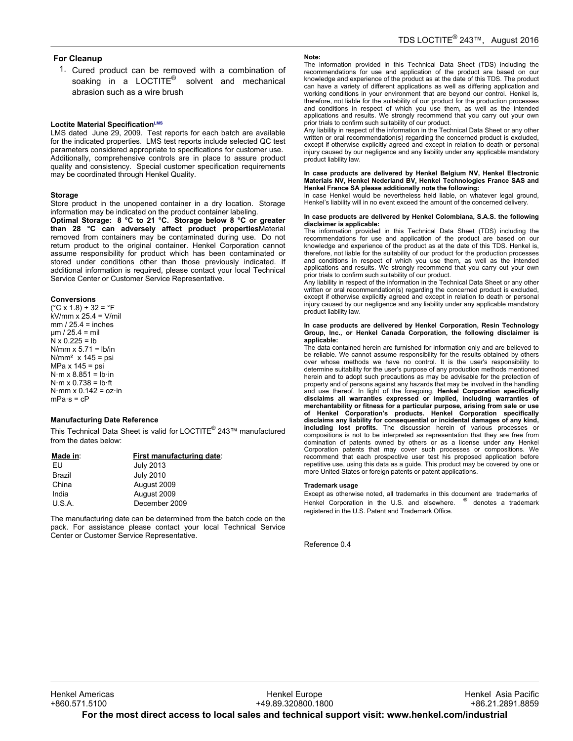## For Cleanup

1. Cured product can be removed with a combination of soaking in a LOCTITE® solvent and mechanical abrasion such as a wire brush

### Loctite Material Specification[LMS]

LMS dated June 29, 2009. Test reports for each batch are available for the indicated properties. LMS test reports include selected QC test parameters considered appropriate to specifications for customer use. Additionally, comprehensive controls are in place to assure product quality and consistency. Special customer specification requirements may be coordinated through Henkel Quality.

### Storage

Store product in the unopened container in a dry location. Storage information may be indicated on the product container labeling.

**Optimal Storage: 8 °C to 21 °C. Storage below 8 °C or greater than 28 °C can adversely affect product properties**Material removed from containers may be contaminated during use. Do not return product to the original container. Henkel Corporation cannot assume responsibility for product which has been contaminated or stored under conditions other than those previously indicated. If additional information is required, please contact your local Technical Service Center or Customer Service Representative.

### Conversions

(°C x 1.8) + 32 = °F
kV/mm x 25.4 = V/mil
mm / 25.4 = inches
µm / 25.4 = mil
N x 0.225 = lb
N/mm x 5.71 = lb/in
N/mm² x 145 = psi
MPa x 145 = psi
N·m x 8.851 = lb·in
N·m x 0.738 = lb·ft
N·mm x 0.142 = oz·in
mPa·s = cP

### Manufacturing Date Reference

This Technical Data Sheet is valid for LOCTITE® 243™ manufactured from the dates below:

| Made in: | First manufacturing date: |
|---|---|
| EU | July 2013 |
| Brazil | July 2010 |
| China | August 2009 |
| India | August 2009 |
| U.S.A. | December 2009 |

The manufacturing date can be determined from the batch code on the pack. For assistance please contact your local Technical Service Center or Customer Service Representative.

**Note:**

The information provided in this Technical Data Sheet (TDS) including the recommendations for use and application of the product are based on our knowledge and experience of the product as at the date of this TDS. The product can have a variety of different applications as well as differing application and working conditions in your environment that are beyond our control. Henkel is, therefore, not liable for the suitability of our product for the production processes and conditions in respect of which you use them, as well as the intended applications and results. We strongly recommend that you carry out your own prior trials to confirm such suitability of our product.

Any liability in respect of the information in the Technical Data Sheet or any other written or oral recommendation(s) regarding the concerned product is excluded, except if otherwise explicitly agreed and except in relation to death or personal injury caused by our negligence and any liability under any applicable mandatory product liability law.

**In case products are delivered by Henkel Belgium NV, Henkel Electronic Materials NV, Henkel Nederland BV, Henkel Technologies France SAS and Henkel France SA please additionally note the following:**

In case Henkel would be nevertheless held liable, on whatever legal ground, Henkel's liability will in no event exceed the amount of the concerned delivery.

**In case products are delivered by Henkel Colombiana, S.A.S. the following disclaimer is applicable:**

The information provided in this Technical Data Sheet (TDS) including the recommendations for use and application of the product are based on our knowledge and experience of the product as at the date of this TDS. Henkel is, therefore, not liable for the suitability of our product for the production processes and conditions in respect of which you use them, as well as the intended applications and results. We strongly recommend that you carry out your own prior trials to confirm such suitability of our product.

Any liability in respect of the information in the Technical Data Sheet or any other written or oral recommendation(s) regarding the concerned product is excluded, except if otherwise explicitly agreed and except in relation to death or personal injury caused by our negligence and any liability under any applicable mandatory product liability law.

**In case products are delivered by Henkel Corporation, Resin Technology Group, Inc., or Henkel Canada Corporation, the following disclaimer is applicable:**

The data contained herein are furnished for information only and are believed to be reliable. We cannot assume responsibility for the results obtained by others over whose methods we have no control. It is the user's responsibility to determine suitability for the user's purpose of any production methods mentioned herein and to adopt such precautions as may be advisable for the protection of property and of persons against any hazards that may be involved in the handling and use thereof. In light of the foregoing, **Henkel Corporation specifically disclaims all warranties expressed or implied, including warranties of merchantability or fitness for a particular purpose, arising from sale or use of Henkel Corporation's products. Henkel Corporation specifically disclaims any liability for consequential or incidental damages of any kind, including lost profits.** The discussion herein of various processes or compositions is not to be interpreted as representation that they are free from domination of patents owned by others or as a license under any Henkel Corporation patents that may cover such processes or compositions. We recommend that each prospective user test his proposed application before repetitive use, using this data as a guide. This product may be covered by one or more United States or foreign patents or patent applications.

**Trademark usage**

Except as otherwise noted, all trademarks in this document are trademarks of Henkel Corporation in the U.S. and elsewhere. ® denotes a trademark registered in the U.S. Patent and Trademark Office.

Reference 0.4